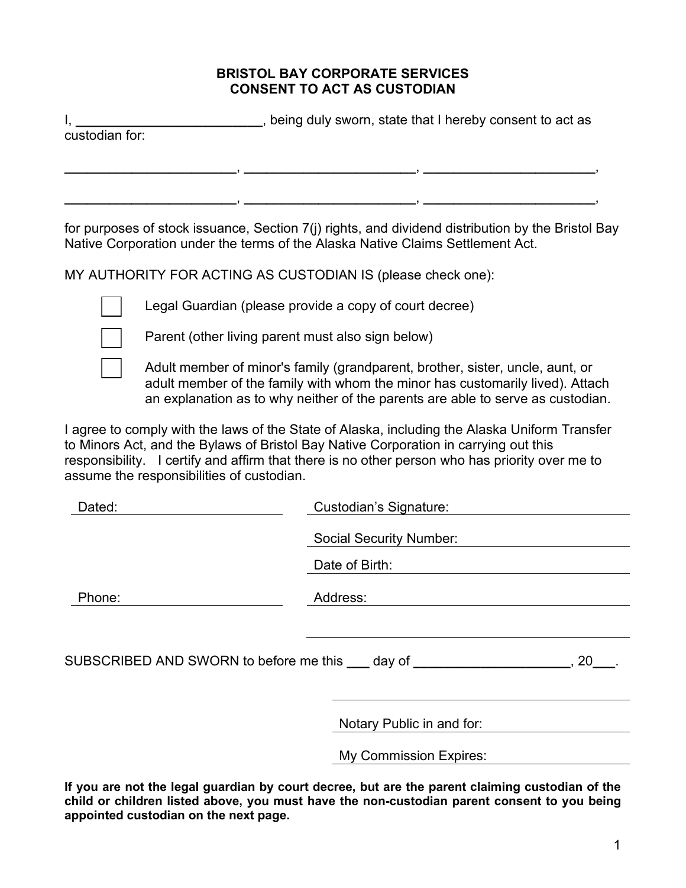## BRISTOL BAY CORPORATE SERVICES
## CONSENT TO ACT AS CUSTODIAN

I, _________________________, being duly sworn, state that I hereby consent to act as custodian for:

_______________________, _______________________, _______________________,

_______________________, _______________________, _______________________,

for purposes of stock issuance, Section 7(j) rights, and dividend distribution by the Bristol Bay Native Corporation under the terms of the Alaska Native Claims Settlement Act.

MY AUTHORITY FOR ACTING AS CUSTODIAN IS (please check one):

- ☐ Legal Guardian (please provide a copy of court decree)
- ☐ Parent (other living parent must also sign below)
- ☐ Adult member of minor's family (grandparent, brother, sister, uncle, aunt, or adult member of the family with whom the minor has customarily lived). Attach an explanation as to why neither of the parents are able to serve as custodian.

I agree to comply with the laws of the State of Alaska, including the Alaska Uniform Transfer to Minors Act, and the Bylaws of Bristol Bay Native Corporation in carrying out this responsibility. I certify and affirm that there is no other person who has priority over me to assume the responsibilities of custodian.

Dated: ____________________ Custodian's Signature: ____________________

Social Security Number: ____________________

Date of Birth: ____________________

Phone: ____________________ Address: ____________________

____________________

SUBSCRIBED AND SWORN to before me this ___ day of _____________________, 20___.

____________________

Notary Public in and for: ____________________

My Commission Expires: ____________________

**If you are not the legal guardian by court decree, but are the parent claiming custodian of the child or children listed above, you must have the non-custodian parent consent to you being appointed custodian on the next page.**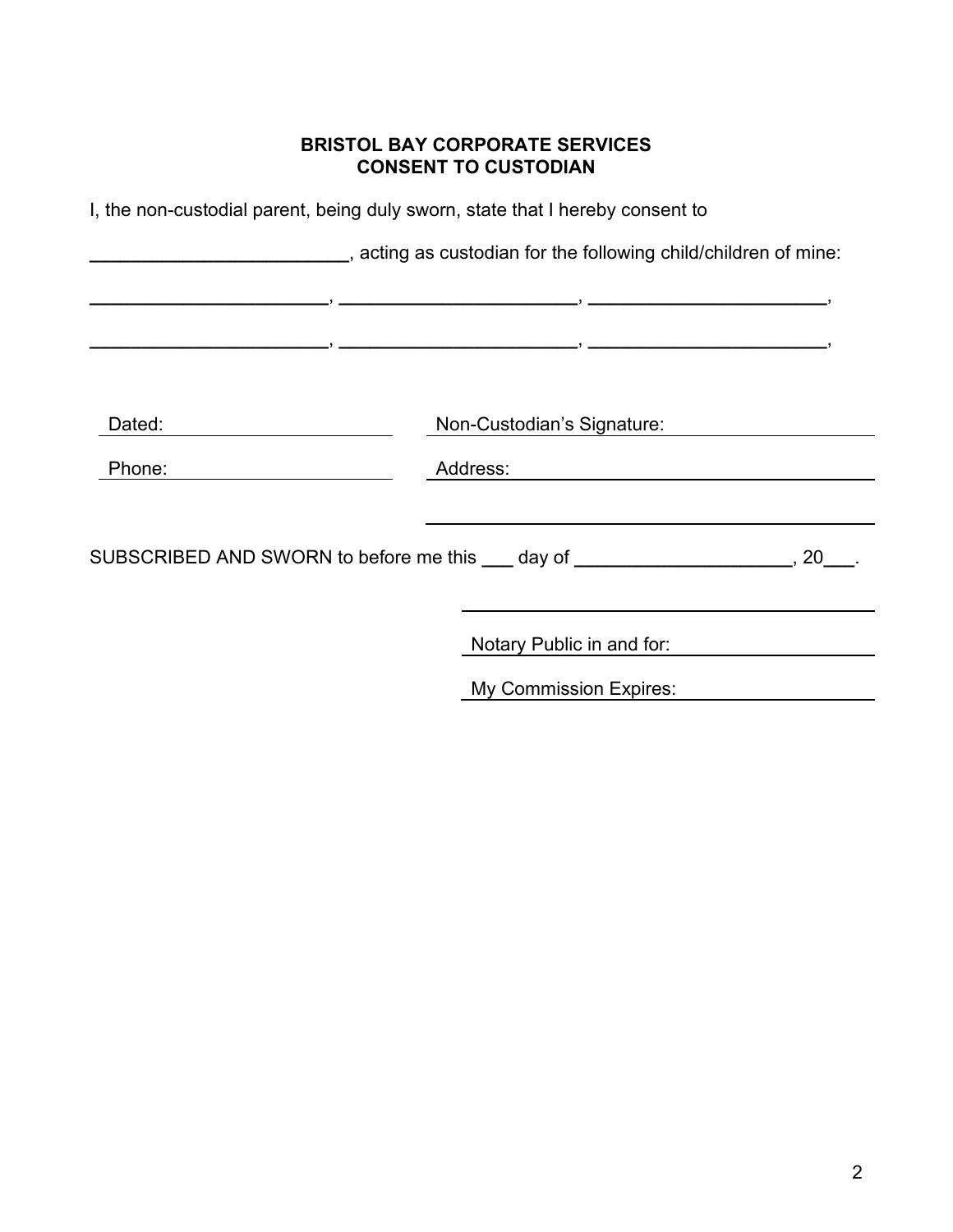**BRISTOL BAY CORPORATE SERVICES**
**CONSENT TO CUSTODIAN**

I, the non-custodial parent, being duly sworn, state that I hereby consent to

_________________________, acting as custodian for the following child/children of mine:

________________________, ________________________, ________________________,

________________________, ________________________, ________________________,

Dated: ______________________ Non-Custodian's Signature: ______________________

Phone: ______________________ Address: ______________________

______________________

SUBSCRIBED AND SWORN to before me this ___ day of _____________________, 20___.

______________________

Notary Public in and for: ______________________

My Commission Expires: ______________________